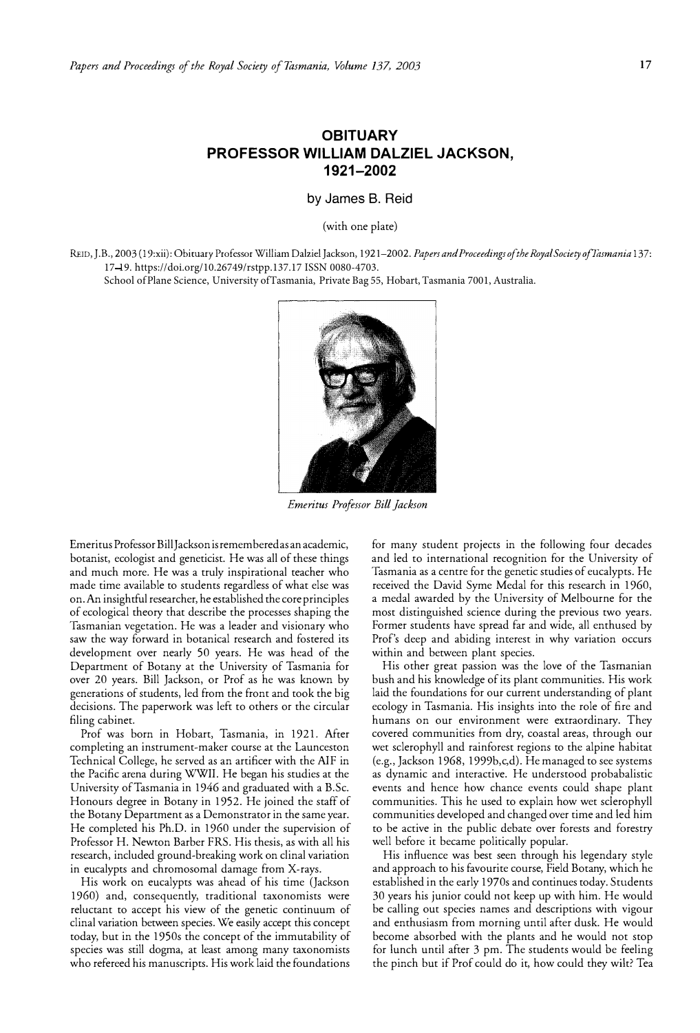# OBITUARY
# PROFESSOR WILLIAM DALZIEL JACKSON, 1921–2002

by James B. Reid

(with one plate)

REID, J.B., 2003 (19:xii): Obituary Professor William Dalziel Jackson, 1921–2002. *Papers and Proceedings of the Royal Society of Tasmania* 137: 17–19. https://doi.org/10.26749/rstpp.137.17 ISSN 0080-4703.
School of Plane Science, University of Tasmania, Private Bag 55, Hobart, Tasmania 7001, Australia.

*Emeritus Professor Bill Jackson*

Emeritus Professor Bill Jackson is remembered as an academic, botanist, ecologist and geneticist. He was all of these things and much more. He was a truly inspirational teacher who made time available to students regardless of what else was on. An insightful researcher, he established the core principles of ecological theory that describe the processes shaping the Tasmanian vegetation. He was a leader and visionary who saw the way forward in botanical research and fostered its development over nearly 50 years. He was head of the Department of Botany at the University of Tasmania for over 20 years. Bill Jackson, or Prof as he was known by generations of students, led from the front and took the big decisions. The paperwork was left to others or the circular filing cabinet.

Prof was born in Hobart, Tasmania, in 1921. After completing an instrument-maker course at the Launceston Technical College, he served as an artificer with the AIF in the Pacific arena during WWII. He began his studies at the University of Tasmania in 1946 and graduated with a B.Sc. Honours degree in Botany in 1952. He joined the staff of the Botany Department as a Demonstrator in the same year. He completed his Ph.D. in 1960 under the supervision of Professor H. Newton Barber FRS. His thesis, as with all his research, included ground-breaking work on clinal variation in eucalypts and chromosomal damage from X-rays.

His work on eucalypts was ahead of his time (Jackson 1960) and, consequently, traditional taxonomists were reluctant to accept his view of the genetic continuum of clinal variation between species. We easily accept this concept today, but in the 1950s the concept of the immutability of species was still dogma, at least among many taxonomists who refereed his manuscripts. His work laid the foundations for many student projects in the following four decades and led to international recognition for the University of Tasmania as a centre for the genetic studies of eucalypts. He received the David Syme Medal for this research in 1960, a medal awarded by the University of Melbourne for the most distinguished science during the previous two years. Former students have spread far and wide, all enthused by Prof's deep and abiding interest in why variation occurs within and between plant species.

His other great passion was the love of the Tasmanian bush and his knowledge of its plant communities. His work laid the foundations for our current understanding of plant ecology in Tasmania. His insights into the role of fire and humans on our environment were extraordinary. They covered communities from dry, coastal areas, through our wet sclerophyll and rainforest regions to the alpine habitat (e.g., Jackson 1968, 1999b,c,d). He managed to see systems as dynamic and interactive. He understood probabalistic events and hence how chance events could shape plant communities. This he used to explain how wet sclerophyll communities developed and changed over time and led him to be active in the public debate over forests and forestry well before it became politically popular.

His influence was best seen through his legendary style and approach to his favourite course, Field Botany, which he established in the early 1970s and continues today. Students 30 years his junior could not keep up with him. He would be calling out species names and descriptions with vigour and enthusiasm from morning until after dusk. He would become absorbed with the plants and he would not stop for lunch until after 3 pm. The students would be feeling the pinch but if Prof could do it, how could they wilt? Tea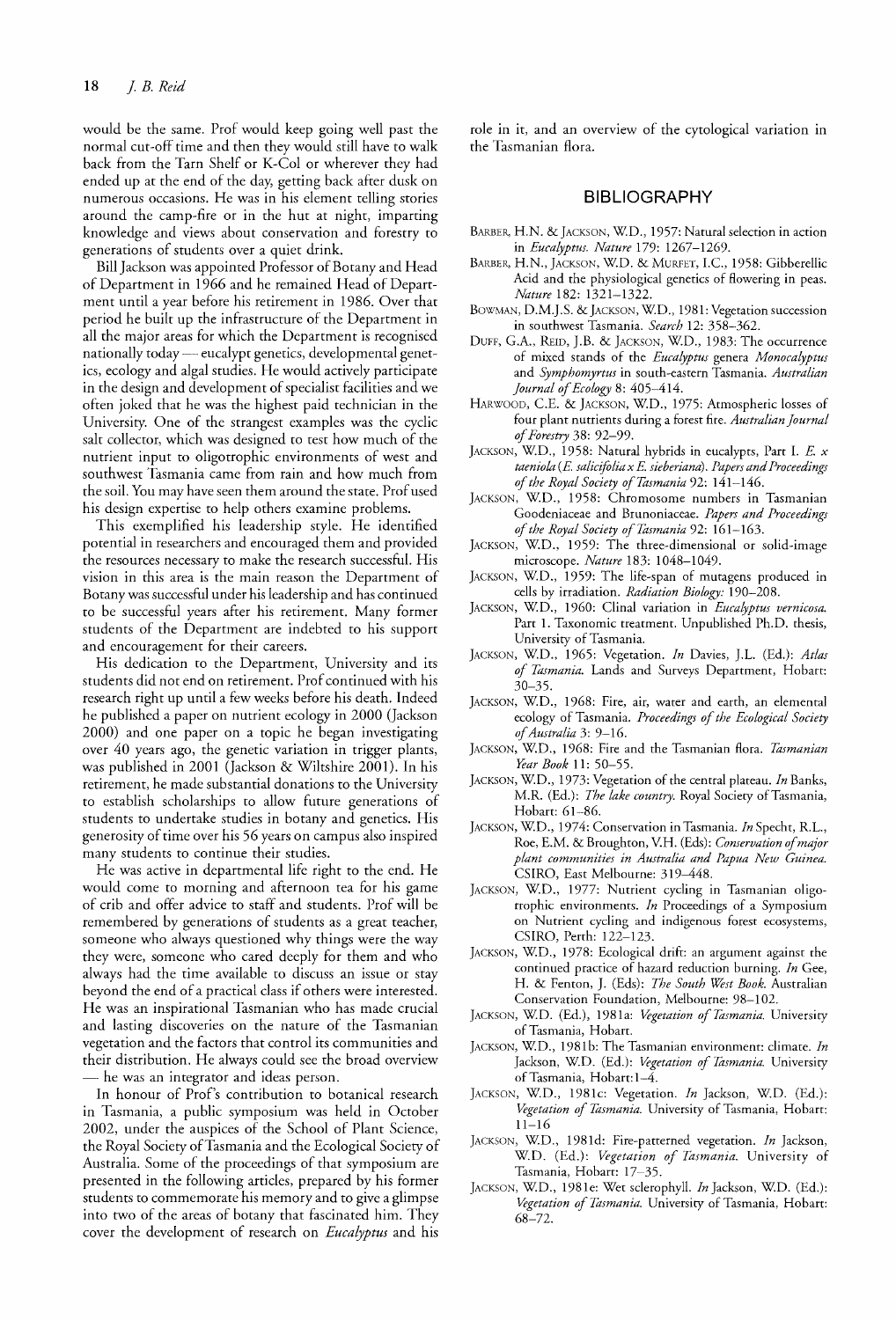would be the same. Prof would keep going well past the normal cut-off time and then they would still have to walk back from the Tarn Shelf or K-Col or wherever they had ended up at the end of the day, getting back after dusk on numerous occasions. He was in his element telling stories around the camp-fire or in the hut at night, imparting knowledge and views about conservation and forestry to generations of students over a quiet drink.

Bill Jackson was appointed Professor of Botany and Head of Department in 1966 and he remained Head of Department until a year before his retirement in 1986. Over that period he built up the infrastructure of the Department in all the major areas for which the Department is recognised nationally today — eucalypt genetics, developmental genetics, ecology and algal studies. He would actively participate in the design and development of specialist facilities and we often joked that he was the highest paid technician in the University. One of the strangest examples was the cyclic salt collector, which was designed to test how much of the nutrient input to oligotrophic environments of west and southwest Tasmania came from rain and how much from the soil. You may have seen them around the state. Prof used his design expertise to help others examine problems.

This exemplified his leadership style. He identified potential in researchers and encouraged them and provided the resources necessary to make the research successful. His vision in this area is the main reason the Department of Botany was successful under his leadership and has continued to be successful years after his retirement. Many former students of the Department are indebted to his support and encouragement for their careers.

His dedication to the Department, University and its students did not end on retirement. Prof continued with his research right up until a few weeks before his death. Indeed he published a paper on nutrient ecology in 2000 (Jackson 2000) and one paper on a topic he began investigating over 40 years ago, the genetic variation in trigger plants, was published in 2001 (Jackson & Wiltshire 2001). In his retirement, he made substantial donations to the University to establish scholarships to allow future generations of students to undertake studies in botany and genetics. His generosity of time over his 56 years on campus also inspired many students to continue their studies.

He was active in departmental life right to the end. He would come to morning and afternoon tea for his game of crib and offer advice to staff and students. Prof will be remembered by generations of students as a great teacher, someone who always questioned why things were the way they were, someone who cared deeply for them and who always had the time available to discuss an issue or stay beyond the end of a practical class if others were interested. He was an inspirational Tasmanian who has made crucial and lasting discoveries on the nature of the Tasmanian vegetation and the factors that control its communities and their distribution. He always could see the broad overview — he was an integrator and ideas person.

In honour of Prof's contribution to botanical research in Tasmania, a public symposium was held in October 2002, under the auspices of the School of Plant Science, the Royal Society of Tasmania and the Ecological Society of Australia. Some of the proceedings of that symposium are presented in the following articles, prepared by his former students to commemorate his memory and to give a glimpse into two of the areas of botany that fascinated him. They cover the development of research on *Eucalyptus* and his role in it, and an overview of the cytological variation in the Tasmanian flora.

## BIBLIOGRAPHY

Barber, H.N. & Jackson, W.D., 1957: Natural selection in action in *Eucalyptus*. *Nature* 179: 1267–1269.

Barber, H.N., Jackson, W.D. & Murfet, I.C., 1958: Gibberellic Acid and the physiological genetics of flowering in peas. *Nature* 182: 1321–1322.

Bowman, D.M.J.S. & Jackson, W.D., 1981: Vegetation succession in southwest Tasmania. *Search* 12: 358–362.

Duff, G.A., Reid, J.B. & Jackson, W.D., 1983: The occurrence of mixed stands of the *Eucalyptus* genera *Monocalyptus* and *Symphomyrtus* in south-eastern Tasmania. *Australian Journal of Ecology* 8: 405–414.

Harwood, C.E. & Jackson, W.D., 1975: Atmospheric losses of four plant nutrients during a forest fire. *Australian Journal of Forestry* 38: 92–99.

Jackson, W.D., 1958: Natural hybrids in eucalypts, Part I. *E. x taeniola* (*E. salicifolia x E. sieberiana*). *Papers and Proceedings of the Royal Society of Tasmania* 92: 141–146.

Jackson, W.D., 1958: Chromosome numbers in Tasmanian Goodeniaceae and Brunoniaceae. *Papers and Proceedings of the Royal Society of Tasmania* 92: 161–163.

Jackson, W.D., 1959: The three-dimensional or solid-image microscope. *Nature* 183: 1048–1049.

Jackson, W.D., 1959: The life-span of mutagens produced in cells by irradiation. *Radiation Biology*: 190–208.

Jackson, W.D., 1960: Clinal variation in *Eucalyptus vernicosa*. Part 1. Taxonomic treatment. Unpublished Ph.D. thesis, University of Tasmania.

Jackson, W.D., 1965: Vegetation. *In* Davies, J.L. (Ed.): *Atlas of Tasmania*. Lands and Surveys Department, Hobart: 30–35.

Jackson, W.D., 1968: Fire, air, water and earth, an elemental ecology of Tasmania. *Proceedings of the Ecological Society of Australia* 3: 9–16.

Jackson, W.D., 1968: Fire and the Tasmanian flora. *Tasmanian Year Book* 11: 50–55.

Jackson, W.D., 1973: Vegetation of the central plateau. *In* Banks, M.R. (Ed.): *The lake country*. Royal Society of Tasmania, Hobart: 61–86.

Jackson, W.D., 1974: Conservation in Tasmania. *In* Specht, R.L., Roe, E.M. & Broughton, V.H. (Eds): *Conservation of major plant communities in Australia and Papua New Guinea*. CSIRO, East Melbourne: 319–448.

Jackson, W.D., 1977: Nutrient cycling in Tasmanian oligotrophic environments. *In* Proceedings of a Symposium on Nutrient cycling and indigenous forest ecosystems, CSIRO, Perth: 122–123.

Jackson, W.D., 1978: Ecological drift: an argument against the continued practice of hazard reduction burning. *In* Gee, H. & Fenton, J. (Eds): *The South West Book*. Australian Conservation Foundation, Melbourne: 98–102.

Jackson, W.D. (Ed.), 1981a: *Vegetation of Tasmania*. University of Tasmania, Hobart.

Jackson, W.D., 1981b: The Tasmanian environment: climate. *In* Jackson, W.D. (Ed.): *Vegetation of Tasmania*. University of Tasmania, Hobart:1–4.

Jackson, W.D., 1981c: Vegetation. *In* Jackson, W.D. (Ed.): *Vegetation of Tasmania*. University of Tasmania, Hobart: 11–16

Jackson, W.D., 1981d: Fire-patterned vegetation. *In* Jackson, W.D. (Ed.): *Vegetation of Tasmania*. University of Tasmania, Hobart: 17–35.

Jackson, W.D., 1981e: Wet sclerophyll. *In* Jackson, W.D. (Ed.): *Vegetation of Tasmania*. University of Tasmania, Hobart: 68–72.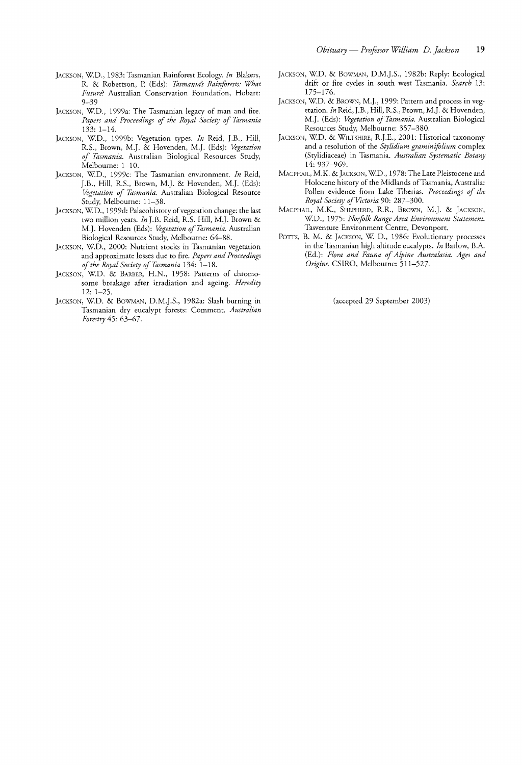JACKSON, W.D., 1983: Tasmanian Rainforest Ecology. *In* Blakers, R. & Robertson, P. (Eds): *Tasmania's Rainforests: What Future?* Australian Conservation Foundation, Hobart: 9–39

JACKSON, W.D., 1999a: The Tasmanian legacy of man and fire. *Papers and Proceedings of the Royal Society of Tasmania* 133: 1–14.

JACKSON, W.D., 1999b: Vegetation types. *In* Reid, J.B., Hill, R.S., Brown, M.J. & Hovenden, M.J. (Eds): *Vegetation of Tasmania*. Australian Biological Resources Study, Melbourne: 1–10.

JACKSON, W.D., 1999c: The Tasmanian environment. *In* Reid, J.B., Hill, R.S., Brown, M.J. & Hovenden, M.J. (Eds): *Vegetation of Tasmania*. Australian Biological Resource Study, Melbourne: 11–38.

JACKSON, W.D., 1999d: Palaeohistory of vegetation change: the last two million years. *In* J.B. Reid, R.S. Hill, M.J. Brown & M.J. Hovenden (Eds): *Vegetation of Tasmania*. Australian Biological Resources Study, Melbourne: 64–88.

JACKSON, W.D., 2000: Nutrient stocks in Tasmanian vegetation and approximate losses due to fire. *Papers and Proceedings of the Royal Society of Tasmania* 134: 1–18.

JACKSON, W.D. & BARBER, H.N., 1958: Patterns of chromosome breakage after irradiation and ageing. *Heredity* 12: 1–25.

JACKSON, W.D. & BOWMAN, D.M.J.S., 1982a: Slash burning in Tasmanian dry eucalypt forests: Comment. *Australian Forestry* 45: 63–67.

JACKSON, W.D. & BOWMAN, D.M.J.S., 1982b: Reply: Ecological drift or fire cycles in south west Tasmania. *Search* 13: 175–176.

JACKSON, W.D. & BROWN, M.J., 1999: Pattern and process in vegetation. *In* Reid, J.B., Hill, R.S., Brown, M.J. & Hovenden, M.J. (Eds): *Vegetation of Tasmania*. Australian Biological Resources Study, Melbourne: 357–380.

JACKSON, W.D. & WILTSHIRE, R.J.E., 2001: Historical taxonomy and a resolution of the *Stylidium graminifolium* complex (Stylidiaceae) in Tasmania. *Australian Systematic Botany* 14: 937–969.

MACPHAIL, M.K. & JACKSON, W.D., 1978: The Late Pleistocene and Holocene history of the Midlands of Tasmania, Australia: Pollen evidence from Lake Tiberias. *Proceedings of the Royal Society of Victoria* 90: 287–300.

MACPHAIL, M.K., SHEPHERD, R.R., BROWN, M.J. & JACKSON, W.D., 1975: *Norfolk Range Area Environment Statement*. Tasventure Environment Centre, Devonport.

POTTS, B. M. & JACKSON, W. D., 1986: Evolutionary processes in the Tasmanian high altitude eucalypts. *In* Barlow, B.A. (Ed.): *Flora and Fauna of Alpine Australasia. Ages and Origins*. CSIRO, Melbourne: 511–527.

(accepted 29 September 2003)